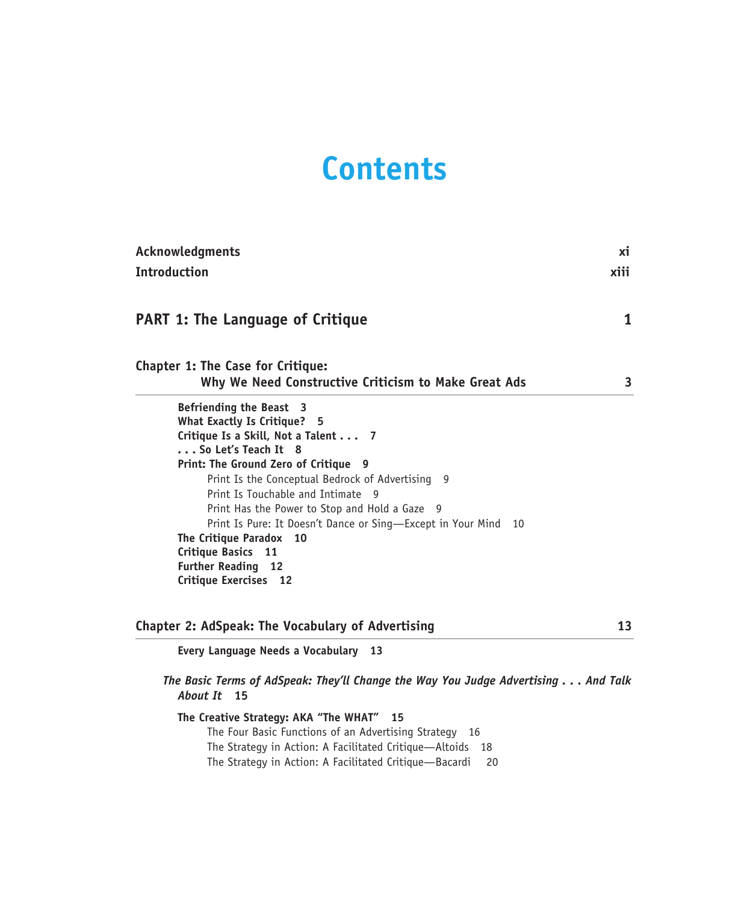# Contents

**Acknowledgments** xi

**Introduction** xiii

## PART 1: The Language of Critique 1

### Chapter 1: The Case for Critique: Why We Need Constructive Criticism to Make Great Ads 3

- **Befriending the Beast 3**
- **What Exactly Is Critique? 5**
- **Critique Is a Skill, Not a Talent . . . 7**
- **. . . So Let's Teach It 8**
- **Print: The Ground Zero of Critique 9**
  - Print Is the Conceptual Bedrock of Advertising 9
  - Print Is Touchable and Intimate 9
  - Print Has the Power to Stop and Hold a Gaze 9
  - Print Is Pure: It Doesn't Dance or Sing—Except in Your Mind 10
- **The Critique Paradox 10**
- **Critique Basics 11**
- **Further Reading 12**
- **Critique Exercises 12**

### Chapter 2: AdSpeak: The Vocabulary of Advertising 13

- **Every Language Needs a Vocabulary 13**

***The Basic Terms of AdSpeak: They'll Change the Way You Judge Advertising . . . And Talk About It* 15**

- **The Creative Strategy: AKA "The WHAT" 15**
  - The Four Basic Functions of an Advertising Strategy 16
  - The Strategy in Action: A Facilitated Critique—Altoids 18
  - The Strategy in Action: A Facilitated Critique—Bacardi 20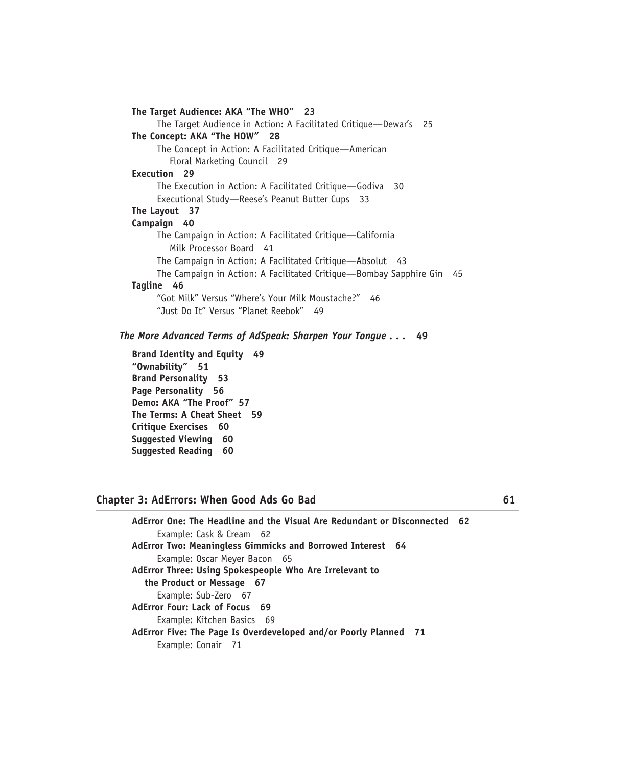**The Target Audience: AKA "The WHO"   23**

- The Target Audience in Action: A Facilitated Critique—Dewar's   25

**The Concept: AKA "The HOW"   28**

- The Concept in Action: A Facilitated Critique—American Floral Marketing Council   29

**Execution   29**

- The Execution in Action: A Facilitated Critique—Godiva   30
- Executional Study—Reese's Peanut Butter Cups   33

**The Layout   37**

**Campaign   40**

- The Campaign in Action: A Facilitated Critique—California Milk Processor Board   41
- The Campaign in Action: A Facilitated Critique—Absolut   43
- The Campaign in Action: A Facilitated Critique—Bombay Sapphire Gin   45

**Tagline   46**

- "Got Milk" Versus "Where's Your Milk Moustache?"   46
- "Just Do It" Versus "Planet Reebok"   49

***The More Advanced Terms of AdSpeak: Sharpen Your Tongue . . .*   49**

**Brand Identity and Equity   49**
**"Ownability"   51**
**Brand Personality   53**
**Page Personality   56**
**Demo: AKA "The Proof"   57**
**The Terms: A Cheat Sheet   59**
**Critique Exercises   60**
**Suggested Viewing   60**
**Suggested Reading   60**

## Chapter 3: AdErrors: When Good Ads Go Bad   61

**AdError One: The Headline and the Visual Are Redundant or Disconnected   62**

- Example: Cask & Cream   62

**AdError Two: Meaningless Gimmicks and Borrowed Interest   64**

- Example: Oscar Meyer Bacon   65

**AdError Three: Using Spokespeople Who Are Irrelevant to the Product or Message   67**

- Example: Sub-Zero   67

**AdError Four: Lack of Focus   69**

- Example: Kitchen Basics   69

**AdError Five: The Page Is Overdeveloped and/or Poorly Planned   71**

- Example: Conair   71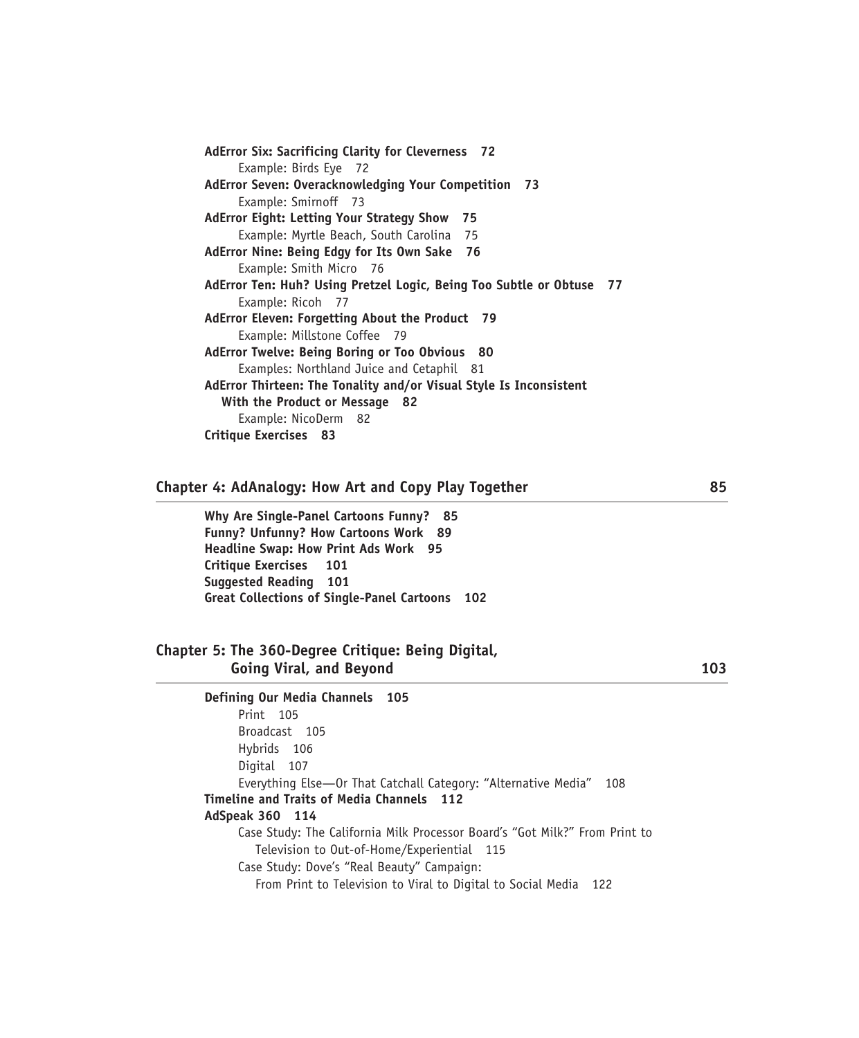**AdError Six: Sacrificing Clarity for Cleverness 72**

Example: Birds Eye 72

**AdError Seven: Overacknowledging Your Competition 73**

Example: Smirnoff 73

**AdError Eight: Letting Your Strategy Show 75**

Example: Myrtle Beach, South Carolina 75

**AdError Nine: Being Edgy for Its Own Sake 76**

Example: Smith Micro 76

**AdError Ten: Huh? Using Pretzel Logic, Being Too Subtle or Obtuse 77**

Example: Ricoh 77

**AdError Eleven: Forgetting About the Product 79**

Example: Millstone Coffee 79

**AdError Twelve: Being Boring or Too Obvious 80**

Examples: Northland Juice and Cetaphil 81

**AdError Thirteen: The Tonality and/or Visual Style Is Inconsistent With the Product or Message 82**

Example: NicoDerm 82

**Critique Exercises 83**

## Chapter 4: AdAnalogy: How Art and Copy Play Together 85

**Why Are Single-Panel Cartoons Funny? 85**

**Funny? Unfunny? How Cartoons Work 89**

**Headline Swap: How Print Ads Work 95**

**Critique Exercises 101**

**Suggested Reading 101**

**Great Collections of Single-Panel Cartoons 102**

## Chapter 5: The 360-Degree Critique: Being Digital, Going Viral, and Beyond 103

**Defining Our Media Channels 105**

Print 105

Broadcast 105

Hybrids 106

Digital 107

Everything Else—Or That Catchall Category: "Alternative Media" 108

**Timeline and Traits of Media Channels 112**

**AdSpeak 360 114**

Case Study: The California Milk Processor Board's "Got Milk?" From Print to Television to Out-of-Home/Experiential 115

Case Study: Dove's "Real Beauty" Campaign: From Print to Television to Viral to Digital to Social Media 122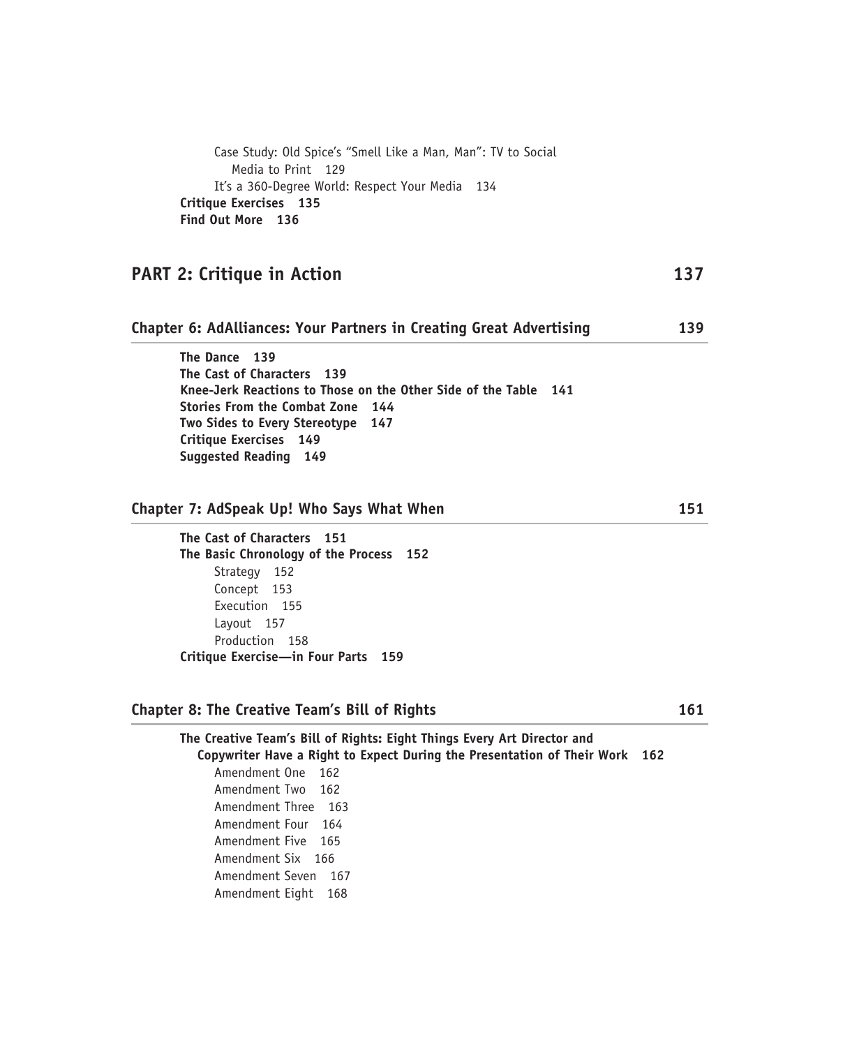Case Study: Old Spice's "Smell Like a Man, Man": TV to Social Media to Print 129

It's a 360-Degree World: Respect Your Media 134

**Critique Exercises 135**

**Find Out More 136**

## PART 2: Critique in Action 137

### Chapter 6: AdAlliances: Your Partners in Creating Great Advertising 139

**The Dance 139**

**The Cast of Characters 139**

**Knee-Jerk Reactions to Those on the Other Side of the Table 141**

**Stories From the Combat Zone 144**

**Two Sides to Every Stereotype 147**

**Critique Exercises 149**

**Suggested Reading 149**

### Chapter 7: AdSpeak Up! Who Says What When 151

**The Cast of Characters 151**

**The Basic Chronology of the Process 152**

Strategy 152

Concept 153

Execution 155

Layout 157

Production 158

**Critique Exercise—in Four Parts 159**

### Chapter 8: The Creative Team's Bill of Rights 161

**The Creative Team's Bill of Rights: Eight Things Every Art Director and Copywriter Have a Right to Expect During the Presentation of Their Work 162**

Amendment One 162

Amendment Two 162

Amendment Three 163

Amendment Four 164

Amendment Five 165

Amendment Six 166

Amendment Seven 167

Amendment Eight 168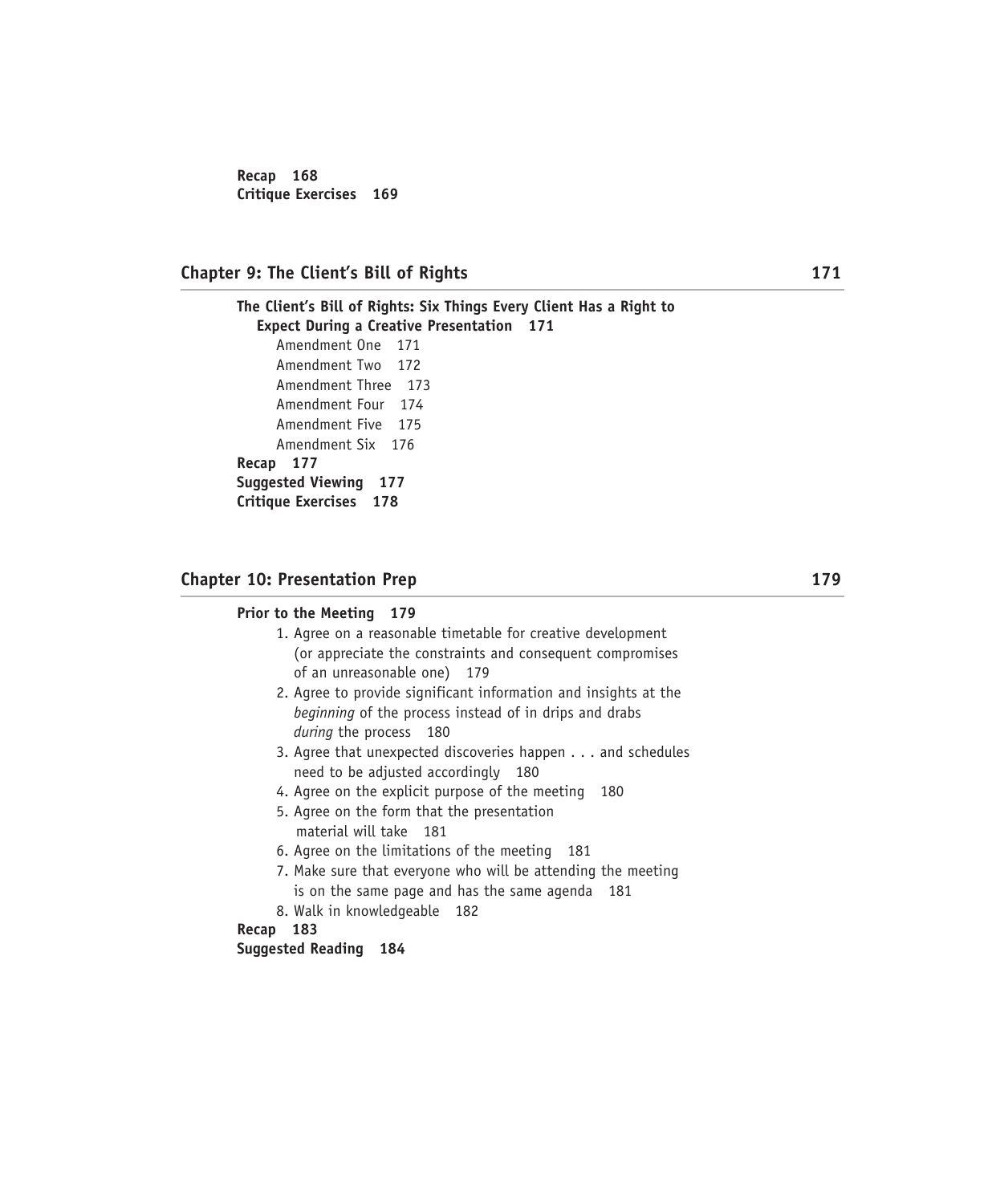**Recap 168**
**Critique Exercises 169**

## Chapter 9: The Client's Bill of Rights 171

**The Client's Bill of Rights: Six Things Every Client Has a Right to Expect During a Creative Presentation 171**

- Amendment One 171
- Amendment Two 172
- Amendment Three 173
- Amendment Four 174
- Amendment Five 175
- Amendment Six 176

**Recap 177**
**Suggested Viewing 177**
**Critique Exercises 178**

## Chapter 10: Presentation Prep 179

**Prior to the Meeting 179**

1. Agree on a reasonable timetable for creative development (or appreciate the constraints and consequent compromises of an unreasonable one) 179
2. Agree to provide significant information and insights at the *beginning* of the process instead of in drips and drabs *during* the process 180
3. Agree that unexpected discoveries happen . . . and schedules need to be adjusted accordingly 180
4. Agree on the explicit purpose of the meeting 180
5. Agree on the form that the presentation material will take 181
6. Agree on the limitations of the meeting 181
7. Make sure that everyone who will be attending the meeting is on the same page and has the same agenda 181
8. Walk in knowledgeable 182

**Recap 183**
**Suggested Reading 184**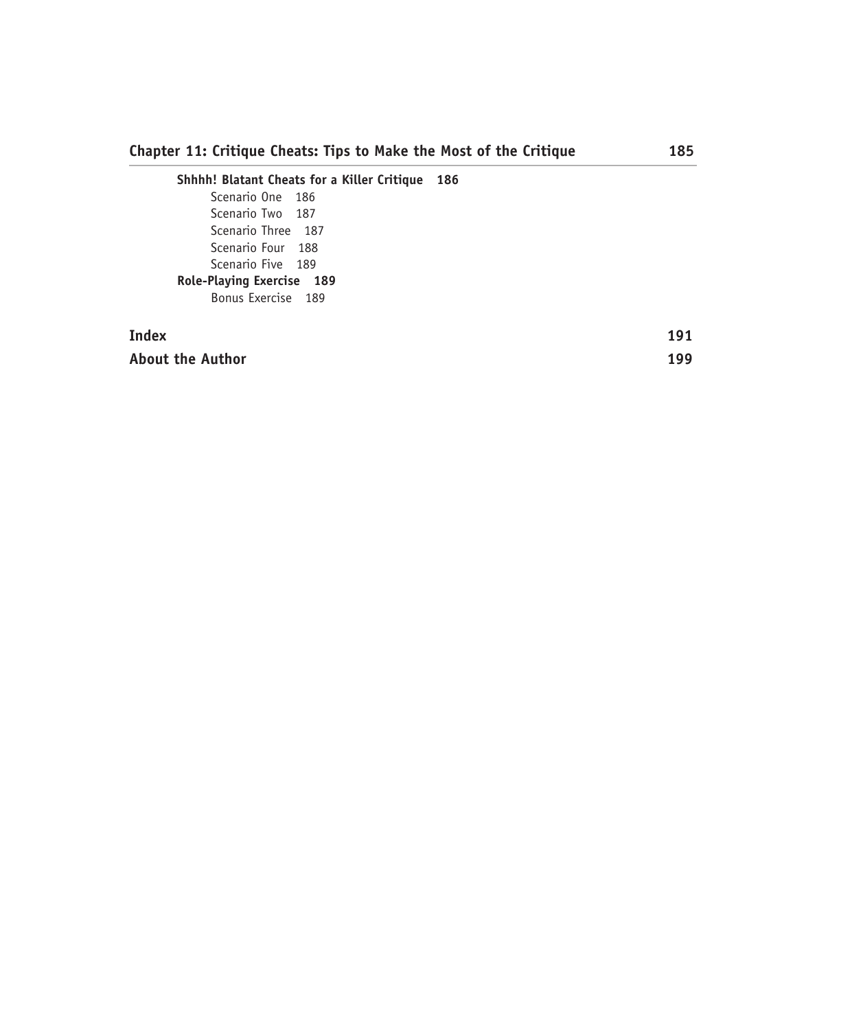## Chapter 11: Critique Cheats: Tips to Make the Most of the Critique 185

**Shhhh! Blatant Cheats for a Killer Critique 186**

- Scenario One 186
- Scenario Two 187
- Scenario Three 187
- Scenario Four 188
- Scenario Five 189

**Role-Playing Exercise 189**

- Bonus Exercise 189

## Index 191

## About the Author 199